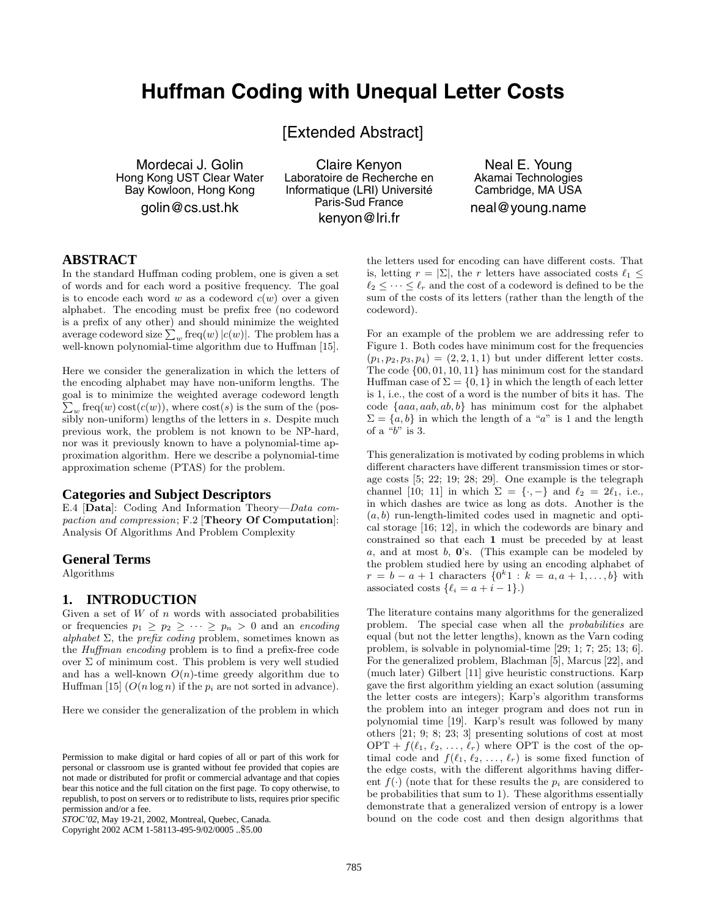# Huffman Coding with Unequal Letter Costs

[Extended Abstract]

Mordecai J. Golin
Hong Kong UST Clear Water Bay Kowloon, Hong Kong
golin@cs.ust.hk

Claire Kenyon
Laboratoire de Recherche en Informatique (LRI) Université Paris-Sud France
kenyon@lri.fr

Neal E. Young
Akamai Technologies
Cambridge, MA USA
neal@young.name

## ABSTRACT

In the standard Huffman coding problem, one is given a set of words and for each word a positive frequency. The goal is to encode each word $w$ as a codeword $c(w)$ over a given alphabet. The encoding must be prefix free (no codeword is a prefix of any other) and should minimize the weighted average codeword size $\sum_w \text{freq}(w)\,|c(w)|$. The problem has a well-known polynomial-time algorithm due to Huffman [15].

Here we consider the generalization in which the letters of the encoding alphabet may have non-uniform lengths. The goal is to minimize the weighted average codeword length $\sum_w \text{freq}(w)\,\text{cost}(c(w))$, where $\text{cost}(s)$ is the sum of the (possibly non-uniform) lengths of the letters in $s$. Despite much previous work, the problem is not known to be NP-hard, nor was it previously known to have a polynomial-time approximation algorithm. Here we describe a polynomial-time approximation scheme (PTAS) for the problem.

### Categories and Subject Descriptors

E.4 [**Data**]: Coding And Information Theory—*Data compaction and compression*; F.2 [**Theory Of Computation**]: Analysis Of Algorithms And Problem Complexity

### General Terms

Algorithms

## 1. INTRODUCTION

Given a set of $W$ of $n$ words with associated probabilities or frequencies $p_1 \geq p_2 \geq \cdots \geq p_n > 0$ and an *encoding alphabet* $\Sigma$, the *prefix coding* problem, sometimes known as the *Huffman encoding* problem is to find a prefix-free code over $\Sigma$ of minimum cost. This problem is very well studied and has a well-known $O(n)$-time greedy algorithm due to Huffman [15] ($O(n \log n)$ if the $p_i$ are not sorted in advance).

Here we consider the generalization of the problem in which the letters used for encoding can have different costs. That is, letting $r = |\Sigma|$, the $r$ letters have associated costs $\ell_1 \leq \ell_2 \leq \cdots \leq \ell_r$ and the cost of a codeword is defined to be the sum of the costs of its letters (rather than the length of the codeword).

For an example of the problem we are addressing refer to Figure 1. Both codes have minimum cost for the frequencies $(p_1, p_2, p_3, p_4) = (2, 2, 1, 1)$ but under different letter costs. The code $\{00, 01, 10, 11\}$ has minimum cost for the standard Huffman case of $\Sigma = \{0, 1\}$ in which the length of each letter is 1, i.e., the cost of a word is the number of bits it has. The code $\{aaa, aab, ab, b\}$ has minimum cost for the alphabet $\Sigma = \{a, b\}$ in which the length of a "$a$" is 1 and the length of a "$b$" is 3.

This generalization is motivated by coding problems in which different characters have different transmission times or storage costs [5; 22; 19; 28; 29]. One example is the telegraph channel [10; 11] in which $\Sigma = \{\cdot, -\}$ and $\ell_2 = 2\ell_1$, i.e., in which dashes are twice as long as dots. Another is the $(a, b)$ run-length-limited codes used in magnetic and optical storage [16; 12], in which the codewords are binary and constrained so that each **1** must be preceded by at least $a$, and at most $b$, **0**'s. (This example can be modeled by the problem studied here by using an encoding alphabet of $r = b - a + 1$ characters $\{0^k1 : k = a, a+1, \ldots, b\}$ with associated costs $\{\ell_i = a + i - 1\}$.)

The literature contains many algorithms for the generalized problem. The special case when all the *probabilities* are equal (but not the letter lengths), known as the Varn coding problem, is solvable in polynomial-time [29; 1; 7; 25; 13; 6]. For the generalized problem, Blachman [5], Marcus [22], and (much later) Gilbert [11] give heuristic constructions. Karp gave the first algorithm yielding an exact solution (assuming the letter costs are integers); Karp's algorithm transforms the problem into an integer program and does not run in polynomial time [19]. Karp's result was followed by many others [21; 9; 8; 23; 3] presenting solutions of cost at most $\text{OPT} + f(\ell_1, \ell_2, \ldots, \ell_r)$ where OPT is the cost of the optimal code and $f(\ell_1, \ell_2, \ldots, \ell_r)$ is some fixed function of the edge costs, with the different algorithms having different $f(\cdot)$ (note that for these results the $p_i$ are considered to be probabilities that sum to 1). These algorithms essentially demonstrate that a generalized version of entropy is a lower bound on the code cost and then design algorithms that

Permission to make digital or hard copies of all or part of this work for personal or classroom use is granted without fee provided that copies are not made or distributed for profit or commercial advantage and that copies bear this notice and the full citation on the first page. To copy otherwise, to republish, to post on servers or to redistribute to lists, requires prior specific permission and/or a fee.
*STOC'02*, May 19-21, 2002, Montreal, Quebec, Canada.
Copyright 2002 ACM 1-58113-495-9/02/0005 ..$5.00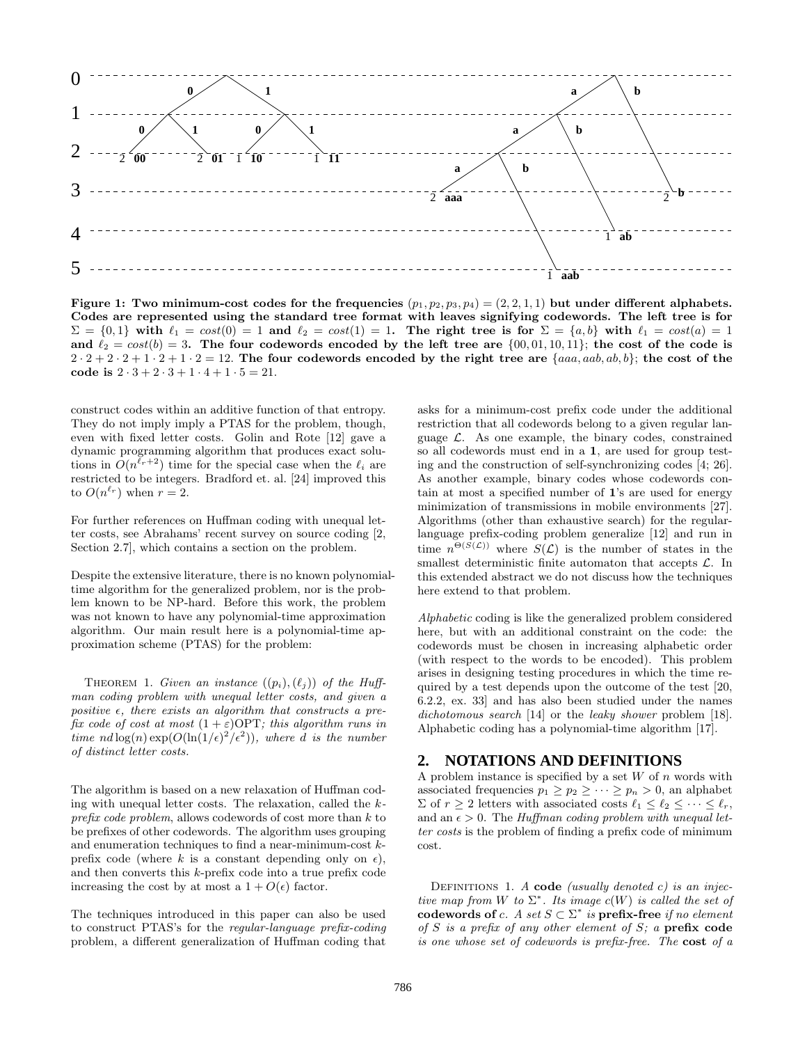**Figure 1: Two minimum-cost codes for the frequencies $(p_1, p_2, p_3, p_4) = (2, 2, 1, 1)$ but under different alphabets. Codes are represented using the standard tree format with leaves signifying codewords. The left tree is for $\Sigma = \{0, 1\}$ with $\ell_1 = cost(0) = 1$ and $\ell_2 = cost(1) = 1$. The right tree is for $\Sigma = \{a, b\}$ with $\ell_1 = cost(a) = 1$ and $\ell_2 = cost(b) = 3$. The four codewords encoded by the left tree are $\{00, 01, 10, 11\}$; the cost of the code is $2 \cdot 2 + 2 \cdot 2 + 1 \cdot 2 + 1 \cdot 2 = 12$. The four codewords encoded by the right tree are $\{aaa, aab, ab, b\}$; the cost of the code is $2 \cdot 3 + 2 \cdot 3 + 1 \cdot 4 + 1 \cdot 5 = 21$.**

construct codes within an additive function of that entropy. They do not imply imply a PTAS for the problem, though, even with fixed letter costs. Golin and Rote [12] gave a dynamic programming algorithm that produces exact solutions in $O(n^{\ell_r+2})$ time for the special case when the $\ell_i$ are restricted to be integers. Bradford et. al. [24] improved this to $O(n^{\ell_r})$ when $r = 2$.

For further references on Huffman coding with unequal letter costs, see Abrahams' recent survey on source coding [2, Section 2.7], which contains a section on the problem.

Despite the extensive literature, there is no known polynomial-time algorithm for the generalized problem, nor is the problem known to be NP-hard. Before this work, the problem was not known to have any polynomial-time approximation algorithm. Our main result here is a polynomial-time approximation scheme (PTAS) for the problem:

THEOREM 1. *Given an instance $((p_i), (\ell_j))$ of the Huffman coding problem with unequal letter costs, and given a positive $\epsilon$, there exists an algorithm that constructs a prefix code of cost at most $(1+\varepsilon)$OPT; this algorithm runs in time $nd \log(n) \exp(O(\ln(1/\epsilon)^2/\epsilon^2))$, where $d$ is the number of distinct letter costs.*

The algorithm is based on a new relaxation of Huffman coding with unequal letter costs. The relaxation, called the *k-prefix code problem*, allows codewords of cost more than $k$ to be prefixes of other codewords. The algorithm uses grouping and enumeration techniques to find a near-minimum-cost $k$-prefix code (where $k$ is a constant depending only on $\epsilon$), and then converts this $k$-prefix code into a true prefix code increasing the cost by at most a $1 + O(\epsilon)$ factor.

The techniques introduced in this paper can also be used to construct PTAS's for the *regular-language prefix-coding* problem, a different generalization of Huffman coding that asks for a minimum-cost prefix code under the additional restriction that all codewords belong to a given regular language $\mathcal{L}$. As one example, the binary codes, constrained so all codewords must end in a **1**, are used for group testing and the construction of self-synchronizing codes [4; 26]. As another example, binary codes whose codewords contain at most a specified number of **1**'s are used for energy minimization of transmissions in mobile environments [27]. Algorithms (other than exhaustive search) for the regular-language prefix-coding problem generalize [12] and run in time $n^{\Theta(S(\mathcal{L}))}$ where $S(\mathcal{L})$ is the number of states in the smallest deterministic finite automaton that accepts $\mathcal{L}$. In this extended abstract we do not discuss how the techniques here extend to that problem.

*Alphabetic* coding is like the generalized problem considered here, but with an additional constraint on the code: the codewords must be chosen in increasing alphabetic order (with respect to the words to be encoded). This problem arises in designing testing procedures in which the time required by a test depends upon the outcome of the test [20, 6.2.2, ex. 33] and has also been studied under the names *dichotomous search* [14] or the *leaky shower* problem [18]. Alphabetic coding has a polynomial-time algorithm [17].

## 2. NOTATIONS AND DEFINITIONS

A problem instance is specified by a set $W$ of $n$ words with associated frequencies $p_1 \geq p_2 \geq \cdots \geq p_n > 0$, an alphabet $\Sigma$ of $r \geq 2$ letters with associated costs $\ell_1 \leq \ell_2 \leq \cdots \leq \ell_r$, and an $\epsilon > 0$. The *Huffman coding problem with unequal letter costs* is the problem of finding a prefix code of minimum cost.

DEFINITIONS 1. *A* **code** *(usually denoted $c$) is an injective map from $W$ to $\Sigma^*$. Its image $c(W)$ is called the set of* **codewords of** *$c$. A set $S \subset \Sigma^*$ is* **prefix-free** *if no element of $S$ is a prefix of any other element of $S$; a* **prefix code** *is one whose set of codewords is prefix-free. The* **cost** *of a*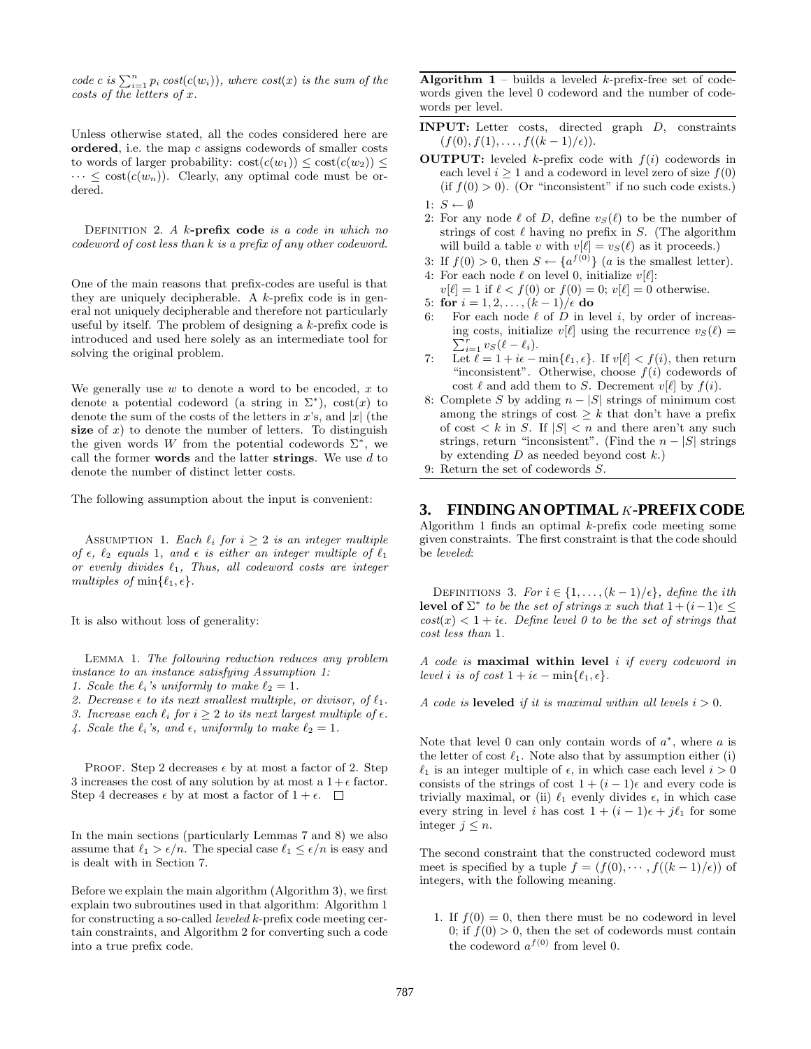*code c is $\sum_{i=1}^{n} p_i \, cost(c(w_i))$, where cost(x) is the sum of the costs of the letters of x.*

Unless otherwise stated, all the codes considered here are **ordered**, i.e. the map $c$ assigns codewords of smaller costs to words of larger probability: $\text{cost}(c(w_1)) \le \text{cost}(c(w_2)) \le \cdots \le \text{cost}(c(w_n))$. Clearly, any optimal code must be ordered.

Definition 2. *A $k$-**prefix code** is a code in which no codeword of cost less than $k$ is a prefix of any other codeword.*

One of the main reasons that prefix-codes are useful is that they are uniquely decipherable. A $k$-prefix code is in general not uniquely decipherable and therefore not particularly useful by itself. The problem of designing a $k$-prefix code is introduced and used here solely as an intermediate tool for solving the original problem.

We generally use $w$ to denote a word to be encoded, $x$ to denote a potential codeword (a string in $\Sigma^*$), $\text{cost}(x)$ to denote the sum of the costs of the letters in $x$'s, and $|x|$ (the **size** of $x$) to denote the number of letters. To distinguish the given words $W$ from the potential codewords $\Sigma^*$, we call the former **words** and the latter **strings**. We use $d$ to denote the number of distinct letter costs.

The following assumption about the input is convenient:

Assumption 1. *Each $\ell_i$ for $i \ge 2$ is an integer multiple of $\epsilon$, $\ell_2$ equals 1, and $\epsilon$ is either an integer multiple of $\ell_1$ or evenly divides $\ell_1$. Thus, all codeword costs are integer multiples of $\min\{\ell_1, \epsilon\}$.*

It is also without loss of generality:

Lemma 1. *The following reduction reduces any problem instance to an instance satisfying Assumption 1:*
1. *Scale the $\ell_i$'s uniformly to make $\ell_2 = 1$.*
2. *Decrease $\epsilon$ to its next smallest multiple, or divisor, of $\ell_1$.*
3. *Increase each $\ell_i$ for $i \ge 2$ to its next largest multiple of $\epsilon$.*
4. *Scale the $\ell_i$'s, and $\epsilon$, uniformly to make $\ell_2 = 1$.*

Proof. Step 2 decreases $\epsilon$ by at most a factor of 2. Step 3 increases the cost of any solution by at most a $1+\epsilon$ factor. Step 4 decreases $\epsilon$ by at most a factor of $1+\epsilon$. □

In the main sections (particularly Lemmas 7 and 8) we also assume that $\ell_1 > \epsilon/n$. The special case $\ell_1 \le \epsilon/n$ is easy and is dealt with in Section 7.

Before we explain the main algorithm (Algorithm 3), we first explain two subroutines used in that algorithm: Algorithm 1 for constructing a so-called *leveled* $k$-prefix code meeting certain constraints, and Algorithm 2 for converting such a code into a true prefix code.

**Algorithm 1** – builds a leveled $k$-prefix-free set of codewords given the level 0 codeword and the number of codewords per level.

**INPUT:** Letter costs, directed graph $D$, constraints $(f(0), f(1), \ldots, f((k-1)/\epsilon))$.

**OUTPUT:** leveled $k$-prefix code with $f(i)$ codewords in each level $i \ge 1$ and a codeword in level zero of size $f(0)$ (if $f(0) > 0$). (Or "inconsistent" if no such code exists.)

1: $S \leftarrow \emptyset$
2: For any node $\ell$ of $D$, define $v_S(\ell)$ to be the number of strings of cost $\ell$ having no prefix in $S$. (The algorithm will build a table $v$ with $v[\ell] = v_S(\ell)$ as it proceeds.)
3: If $f(0) > 0$, then $S \leftarrow \{a^{f(0)}\}$ ($a$ is the smallest letter).
4: For each node $\ell$ on level 0, initialize $v[\ell]$: $v[\ell] = 1$ if $\ell < f(0)$ or $f(0) = 0$; $v[\ell] = 0$ otherwise.
5: **for** $i = 1, 2, \ldots, (k-1)/\epsilon$ **do**
6: For each node $\ell$ of $D$ in level $i$, by order of increasing costs, initialize $v[\ell]$ using the recurrence $v_S(\ell) = \sum_{i=1}^{r} v_S(\ell - \ell_i)$.
7: Let $\ell = 1 + i\epsilon - \min\{\ell_1, \epsilon\}$. If $v[\ell] < f(i)$, then return "inconsistent". Otherwise, choose $f(i)$ codewords of cost $\ell$ and add them to $S$. Decrement $v[\ell]$ by $f(i)$.
8: Complete $S$ by adding $n - |S|$ strings of minimum cost among the strings of cost $\ge k$ that don't have a prefix of cost $< k$ in $S$. If $|S| < n$ and there aren't any such strings, return "inconsistent". (Find the $n - |S|$ strings by extending $D$ as needed beyond cost $k$.)
9: Return the set of codewords $S$.

## 3. FINDING AN OPTIMAL $K$-PREFIX CODE

Algorithm 1 finds an optimal $k$-prefix code meeting some given constraints. The first constraint is that the code should be *leveled*:

Definitions 3. *For $i \in \{1, \ldots, (k-1)/\epsilon\}$, define the ith **level of** $\Sigma^*$ to be the set of strings $x$ such that $1 + (i-1)\epsilon \le cost(x) < 1 + i\epsilon$. Define level 0 to be the set of strings that cost less than 1.*

*A code is **maximal within level** $i$ if every codeword in level $i$ is of cost $1 + i\epsilon - \min\{\ell_1, \epsilon\}$.*

*A code is **leveled** if it is maximal within all levels $i > 0$.*

Note that level 0 can only contain words of $a^*$, where $a$ is the letter of cost $\ell_1$. Note also that by assumption either (i) $\ell_1$ is an integer multiple of $\epsilon$, in which case each level $i > 0$ consists of the strings of cost $1 + (i-1)\epsilon$ and every code is trivially maximal, or (ii) $\ell_1$ evenly divides $\epsilon$, in which case every string in level $i$ has cost $1 + (i-1)\epsilon + j\ell_1$ for some integer $j \le n$.

The second constraint that the constructed codeword must meet is specified by a tuple $f = (f(0), \cdots, f((k-1)/\epsilon))$ of integers, with the following meaning.

1. If $f(0) = 0$, then there must be no codeword in level 0; if $f(0) > 0$, then the set of codewords must contain the codeword $a^{f(0)}$ from level 0.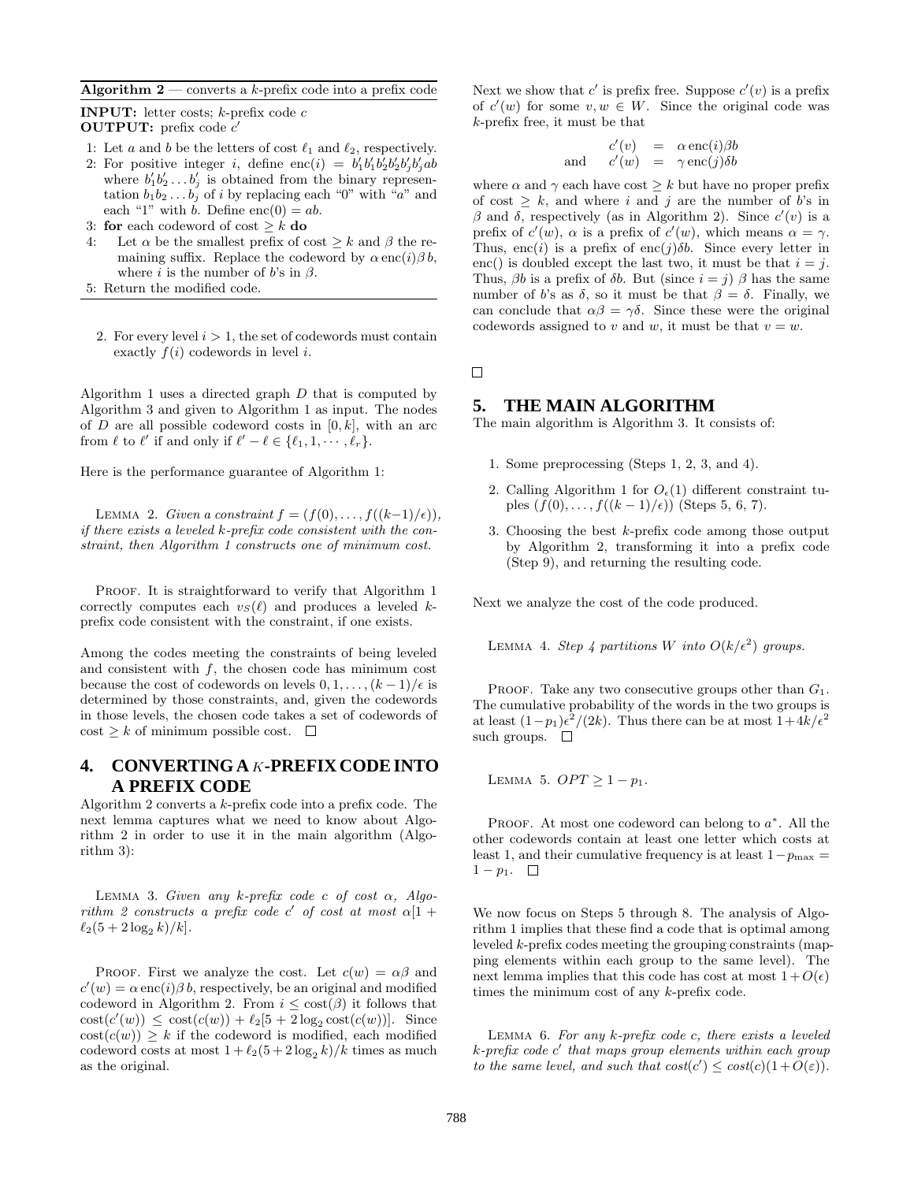**Algorithm 2** — converts a $k$-prefix code into a prefix code

**INPUT:** letter costs; $k$-prefix code $c$
**OUTPUT:** prefix code $c'$

1: Let $a$ and $b$ be the letters of cost $\ell_1$ and $\ell_2$, respectively.
2: For positive integer $i$, define $\text{enc}(i) = b_1'b_1'b_2'b_2'b_j'b_j'ab$ where $b_1'b_2' \ldots b_j'$ is obtained from the binary representation $b_1b_2 \ldots b_j$ of $i$ by replacing each "0" with "$a$" and each "1" with $b$. Define $\text{enc}(0) = ab$.
3: **for** each codeword of cost $\geq k$ **do**
4: Let $\alpha$ be the smallest prefix of cost $\geq k$ and $\beta$ the remaining suffix. Replace the codeword by $\alpha\,\text{enc}(i)\beta\,b$, where $i$ is the number of $b$'s in $\beta$.
5: Return the modified code.

2. For every level $i > 1$, the set of codewords must contain exactly $f(i)$ codewords in level $i$.

Algorithm 1 uses a directed graph $D$ that is computed by Algorithm 3 and given to Algorithm 1 as input. The nodes of $D$ are all possible codeword costs in $[0, k]$, with an arc from $\ell$ to $\ell'$ if and only if $\ell' - \ell \in \{\ell_1, 1, \cdots, \ell_r\}$.

Here is the performance guarantee of Algorithm 1:

LEMMA 2. *Given a constraint $f = (f(0), \ldots, f((k-1)/\epsilon))$, if there exists a leveled $k$-prefix code consistent with the constraint, then Algorithm 1 constructs one of minimum cost.*

PROOF. It is straightforward to verify that Algorithm 1 correctly computes each $v_S(\ell)$ and produces a leveled $k$-prefix code consistent with the constraint, if one exists.

Among the codes meeting the constraints of being leveled and consistent with $f$, the chosen code has minimum cost because the cost of codewords on levels $0, 1, \ldots, (k-1)/\epsilon$ is determined by those constraints, and, given the codewords in those levels, the chosen code takes a set of codewords of cost $\geq k$ of minimum possible cost. $\square$

## 4. CONVERTING A $K$-PREFIX CODE INTO A PREFIX CODE

Algorithm 2 converts a $k$-prefix code into a prefix code. The next lemma captures what we need to know about Algorithm 2 in order to use it in the main algorithm (Algorithm 3):

LEMMA 3. *Given any $k$-prefix code $c$ of cost $\alpha$, Algorithm 2 constructs a prefix code $c'$ of cost at most $\alpha[1 + \ell_2(5 + 2\log_2 k)/k]$.*

PROOF. First we analyze the cost. Let $c(w) = \alpha\beta$ and $c'(w) = \alpha\,\text{enc}(i)\beta\,b$, respectively, be an original and modified codeword in Algorithm 2. From $i \leq \text{cost}(\beta)$ it follows that $\text{cost}(c'(w)) \leq \text{cost}(c(w)) + \ell_2[5 + 2\log_2 \text{cost}(c(w))]$. Since $\text{cost}(c(w)) \geq k$ if the codeword is modified, each modified codeword costs at most $1 + \ell_2(5 + 2\log_2 k)/k$ times as much as the original.

Next we show that $c'$ is prefix free. Suppose $c'(v)$ is a prefix of $c'(w)$ for some $v, w \in W$. Since the original code was $k$-prefix free, it must be that

$$\begin{aligned} c'(v) &= \alpha\,\text{enc}(i)\beta b \\ \text{and} \quad c'(w) &= \gamma\,\text{enc}(j)\delta b \end{aligned}$$

where $\alpha$ and $\gamma$ each have cost $\geq k$ but have no proper prefix of cost $\geq k$, and where $i$ and $j$ are the number of $b$'s in $\beta$ and $\delta$, respectively (as in Algorithm 2). Since $c'(v)$ is a prefix of $c'(w)$, $\alpha$ is a prefix of $c'(w)$, which means $\alpha = \gamma$. Thus, $\text{enc}(i)$ is a prefix of $\text{enc}(j)\delta b$. Since every letter in $\text{enc}()$ is doubled except the last two, it must be that $i = j$. Thus, $\beta b$ is a prefix of $\delta b$. But (since $i = j$) $\beta$ has the same number of $b$'s as $\delta$, so it must be that $\beta = \delta$. Finally, we can conclude that $\alpha\beta = \gamma\delta$. Since these were the original codewords assigned to $v$ and $w$, it must be that $v = w$.

$\square$

## 5. THE MAIN ALGORITHM

The main algorithm is Algorithm 3. It consists of:

1. Some preprocessing (Steps 1, 2, 3, and 4).
2. Calling Algorithm 1 for $O_\epsilon(1)$ different constraint tuples $(f(0), \ldots, f((k-1)/\epsilon))$ (Steps 5, 6, 7).
3. Choosing the best $k$-prefix code among those output by Algorithm 2, transforming it into a prefix code (Step 9), and returning the resulting code.

Next we analyze the cost of the code produced.

LEMMA 4. *Step 4 partitions $W$ into $O(k/\epsilon^2)$ groups.*

PROOF. Take any two consecutive groups other than $G_1$. The cumulative probability of the words in the two groups is at least $(1-p_1)\epsilon^2/(2k)$. Thus there can be at most $1+4k/\epsilon^2$ such groups. $\square$

LEMMA 5. *$OPT \geq 1 - p_1$.*

PROOF. At most one codeword can belong to $a^*$. All the other codewords contain at least one letter which costs at least 1, and their cumulative frequency is at least $1 - p_{\max} = 1 - p_1$. $\square$

We now focus on Steps 5 through 8. The analysis of Algorithm 1 implies that these find a code that is optimal among leveled $k$-prefix codes meeting the grouping constraints (mapping elements within each group to the same level). The next lemma implies that this code has cost at most $1 + O(\epsilon)$ times the minimum cost of any $k$-prefix code.

LEMMA 6. *For any $k$-prefix code $c$, there exists a leveled $k$-prefix code $c'$ that maps group elements within each group to the same level, and such that $\text{cost}(c') \leq \text{cost}(c)(1 + O(\varepsilon))$.*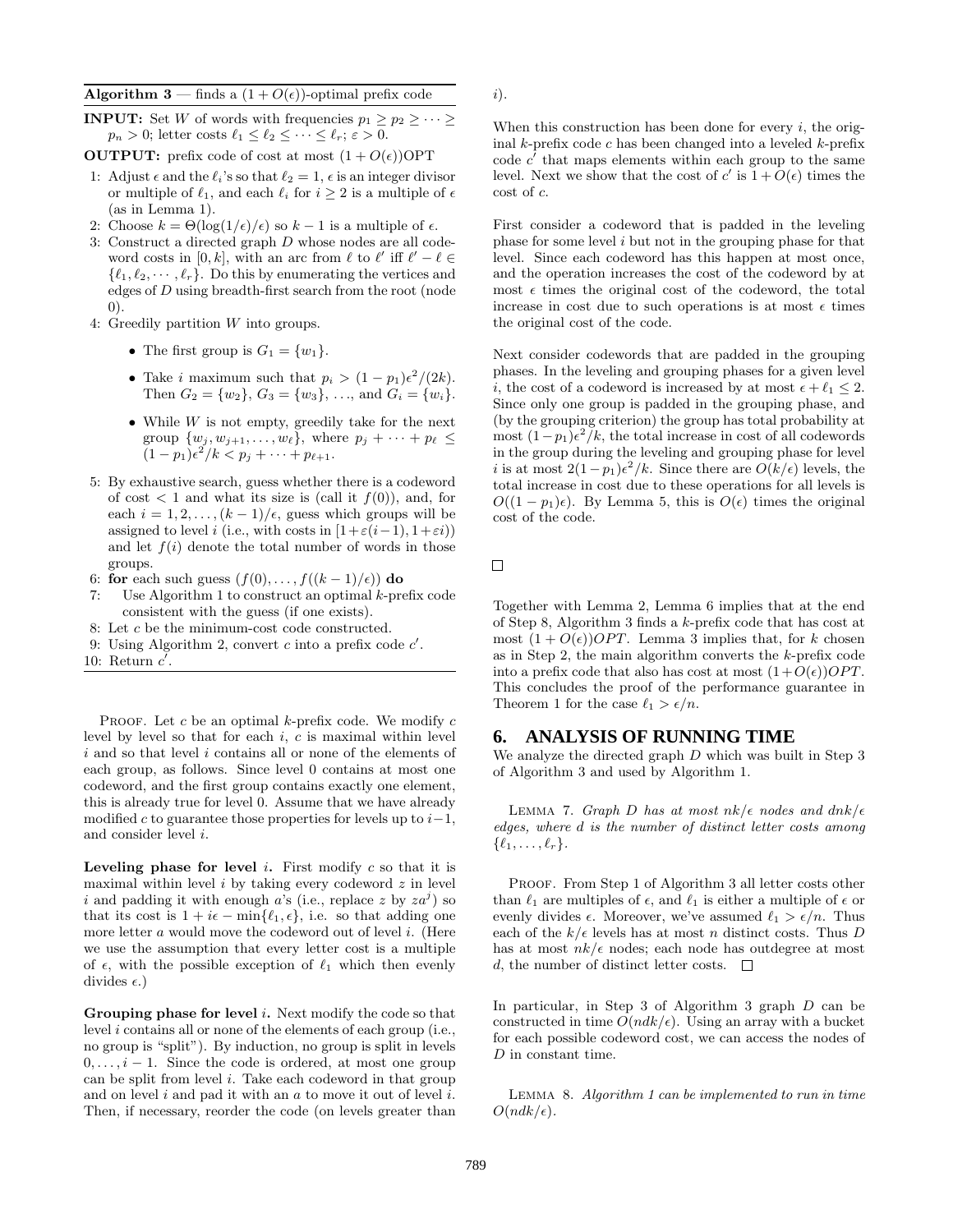**Algorithm 3** — finds a $(1 + O(\epsilon))$-optimal prefix code

**INPUT:** Set $W$ of words with frequencies $p_1 \geq p_2 \geq \cdots \geq p_n > 0$; letter costs $\ell_1 \leq \ell_2 \leq \cdots \leq \ell_r$; $\varepsilon > 0$.

**OUTPUT:** prefix code of cost at most $(1 + O(\epsilon))\mathrm{OPT}$

1: Adjust $\epsilon$ and the $\ell_i$'s so that $\ell_2 = 1$, $\epsilon$ is an integer divisor or multiple of $\ell_1$, and each $\ell_i$ for $i \geq 2$ is a multiple of $\epsilon$ (as in Lemma 1).
2: Choose $k = \Theta(\log(1/\epsilon)/\epsilon)$ so $k - 1$ is a multiple of $\epsilon$.
3: Construct a directed graph $D$ whose nodes are all codeword costs in $[0, k]$, with an arc from $\ell$ to $\ell'$ iff $\ell' - \ell \in \{\ell_1, \ell_2, \cdots, \ell_r\}$. Do this by enumerating the vertices and edges of $D$ using breadth-first search from the root (node 0).
4: Greedily partition $W$ into groups.
   - The first group is $G_1 = \{w_1\}$.
   - Take $i$ maximum such that $p_i > (1 - p_1)\epsilon^2/(2k)$. Then $G_2 = \{w_2\}$, $G_3 = \{w_3\}$, …, and $G_i = \{w_i\}$.
   - While $W$ is not empty, greedily take for the next group $\{w_j, w_{j+1}, \ldots, w_\ell\}$, where $p_j + \cdots + p_\ell \leq (1 - p_1)\epsilon^2/k < p_j + \cdots + p_{\ell+1}$.
5: By exhaustive search, guess whether there is a codeword of cost $< 1$ and what its size is (call it $f(0)$), and, for each $i = 1, 2, \ldots, (k-1)/\epsilon$, guess which groups will be assigned to level $i$ (i.e., with costs in $[1 + \varepsilon(i-1), 1 + \varepsilon i)$) and let $f(i)$ denote the total number of words in those groups.
6: **for** each such guess $(f(0), \ldots, f((k-1)/\epsilon))$ **do**
7: Use Algorithm 1 to construct an optimal $k$-prefix code consistent with the guess (if one exists).
8: Let $c$ be the minimum-cost code constructed.
9: Using Algorithm 2, convert $c$ into a prefix code $c'$.
10: Return $c'$.

Proof. Let $c$ be an optimal $k$-prefix code. We modify $c$ level by level so that for each $i$, $c$ is maximal within level $i$ and so that level $i$ contains all or none of the elements of each group, as follows. Since level 0 contains at most one codeword, and the first group contains exactly one element, this is already true for level 0. Assume that we have already modified $c$ to guarantee those properties for levels up to $i-1$, and consider level $i$.

**Leveling phase for level $i$.** First modify $c$ so that it is maximal within level $i$ by taking every codeword $z$ in level $i$ and padding it with enough $a$'s (i.e., replace $z$ by $za^j$) so that its cost is $1 + i\epsilon - \min\{\ell_1, \epsilon\}$, i.e. so that adding one more letter $a$ would move the codeword out of level $i$. (Here we use the assumption that every letter cost is a multiple of $\epsilon$, with the possible exception of $\ell_1$ which then evenly divides $\epsilon$.)

**Grouping phase for level $i$.** Next modify the code so that level $i$ contains all or none of the elements of each group (i.e., no group is "split"). By induction, no group is split in levels $0, \ldots, i-1$. Since the code is ordered, at most one group can be split from level $i$. Take each codeword in that group and on level $i$ and pad it with an $a$ to move it out of level $i$. Then, if necessary, reorder the code (on levels greater than $i$).

When this construction has been done for every $i$, the original $k$-prefix code $c$ has been changed into a leveled $k$-prefix code $c'$ that maps elements within each group to the same level. Next we show that the cost of $c'$ is $1 + O(\epsilon)$ times the cost of $c$.

First consider a codeword that is padded in the leveling phase for some level $i$ but not in the grouping phase for that level. Since each codeword has this happen at most once, and the operation increases the cost of the codeword by at most $\epsilon$ times the original cost of the codeword, the total increase in cost due to such operations is at most $\epsilon$ times the original cost of the code.

Next consider codewords that are padded in the grouping phases. In the leveling and grouping phases for a given level $i$, the cost of a codeword is increased by at most $\epsilon + \ell_1 \leq 2$. Since only one group is padded in the grouping phase, and (by the grouping criterion) the group has total probability at most $(1-p_1)\epsilon^2/k$, the total increase in cost of all codewords in the group during the leveling and grouping phase for level $i$ is at most $2(1-p_1)\epsilon^2/k$. Since there are $O(k/\epsilon)$ levels, the total increase in cost due to these operations for all levels is $O((1-p_1)\epsilon)$. By Lemma 5, this is $O(\epsilon)$ times the original cost of the code.

□

Together with Lemma 2, Lemma 6 implies that at the end of Step 8, Algorithm 3 finds a $k$-prefix code that has cost at most $(1 + O(\epsilon))OPT$. Lemma 3 implies that, for $k$ chosen as in Step 2, the main algorithm converts the $k$-prefix code into a prefix code that also has cost at most $(1+O(\epsilon))OPT$. This concludes the proof of the performance guarantee in Theorem 1 for the case $\ell_1 > \epsilon/n$.

## 6. ANALYSIS OF RUNNING TIME

We analyze the directed graph $D$ which was built in Step 3 of Algorithm 3 and used by Algorithm 1.

Lemma 7. *Graph $D$ has at most $nk/\epsilon$ nodes and $dnk/\epsilon$ edges, where $d$ is the number of distinct letter costs among $\{\ell_1, \ldots, \ell_r\}$.*

Proof. From Step 1 of Algorithm 3 all letter costs other than $\ell_1$ are multiples of $\epsilon$, and $\ell_1$ is either a multiple of $\epsilon$ or evenly divides $\epsilon$. Moreover, we've assumed $\ell_1 > \epsilon/n$. Thus each of the $k/\epsilon$ levels has at most $n$ distinct costs. Thus $D$ has at most $nk/\epsilon$ nodes; each node has outdegree at most $d$, the number of distinct letter costs. □

In particular, in Step 3 of Algorithm 3 graph $D$ can be constructed in time $O(ndk/\epsilon)$. Using an array with a bucket for each possible codeword cost, we can access the nodes of $D$ in constant time.

Lemma 8. *Algorithm 1 can be implemented to run in time $O(ndk/\epsilon)$.*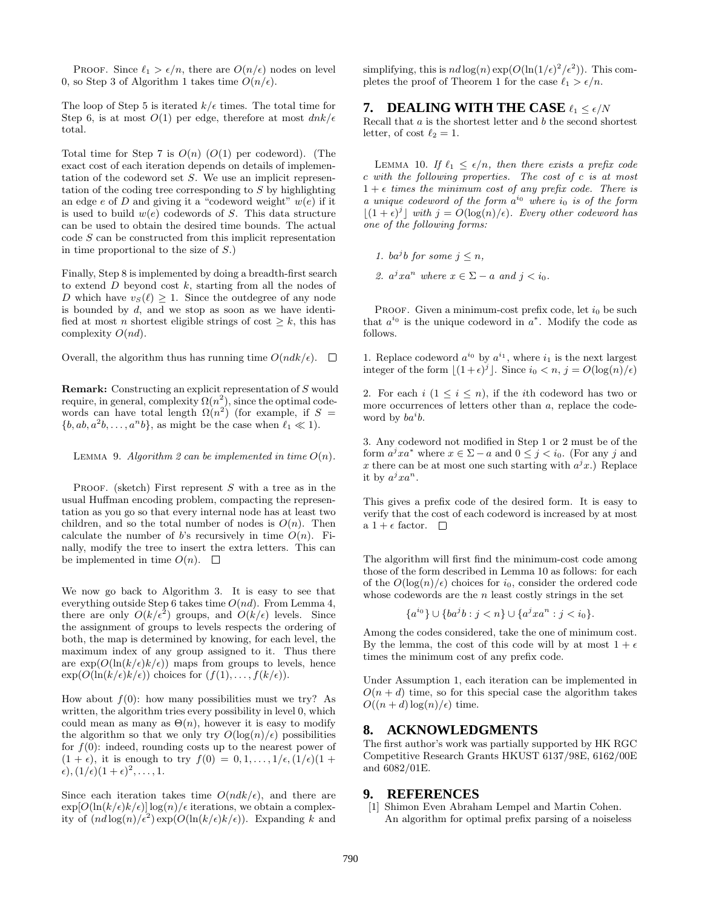PROOF. Since $\ell_1 > \epsilon/n$, there are $O(n/\epsilon)$ nodes on level 0, so Step 3 of Algorithm 1 takes time $O(n/\epsilon)$.

The loop of Step 5 is iterated $k/\epsilon$ times. The total time for Step 6, is at most $O(1)$ per edge, therefore at most $dnk/\epsilon$ total.

Total time for Step 7 is $O(n)$ ($O(1)$ per codeword). (The exact cost of each iteration depends on details of implementation of the codeword set $S$. We use an implicit representation of the coding tree corresponding to $S$ by highlighting an edge $e$ of $D$ and giving it a "codeword weight" $w(e)$ if it is used to build $w(e)$ codewords of $S$. This data structure can be used to obtain the desired time bounds. The actual code $S$ can be constructed from this implicit representation in time proportional to the size of $S$.)

Finally, Step 8 is implemented by doing a breadth-first search to extend $D$ beyond cost $k$, starting from all the nodes of $D$ which have $v_S(\ell) \geq 1$. Since the outdegree of any node is bounded by $d$, and we stop as soon as we have identified at most $n$ shortest eligible strings of cost $\geq k$, this has complexity $O(nd)$.

Overall, the algorithm thus has running time $O(ndk/\epsilon)$. □

**Remark:** Constructing an explicit representation of $S$ would require, in general, complexity $\Omega(n^2)$, since the optimal codewords can have total length $\Omega(n^2)$ (for example, if $S = \{b, ab, a^2b, \ldots, a^nb\}$, as might be the case when $\ell_1 \ll 1$).

LEMMA 9. *Algorithm 2 can be implemented in time $O(n)$.*

PROOF. (sketch) First represent $S$ with a tree as in the usual Huffman encoding problem, compacting the representation as you go so that every internal node has at least two children, and so the total number of nodes is $O(n)$. Then calculate the number of $b$'s recursively in time $O(n)$. Finally, modify the tree to insert the extra letters. This can be implemented in time $O(n)$. □

We now go back to Algorithm 3. It is easy to see that everything outside Step 6 takes time $O(nd)$. From Lemma 4, there are only $O(k/\epsilon^2)$ groups, and $O(k/\epsilon)$ levels. Since the assignment of groups to levels respects the ordering of both, the map is determined by knowing, for each level, the maximum index of any group assigned to it. Thus there are $\exp(O(\ln(k/\epsilon)k/\epsilon))$ maps from groups to levels, hence $\exp(O(\ln(k/\epsilon)k/\epsilon))$ choices for $(f(1), \ldots, f(k/\epsilon))$.

How about $f(0)$: how many possibilities must we try? As written, the algorithm tries every possibility in level 0, which could mean as many as $\Theta(n)$, however it is easy to modify the algorithm so that we only try $O(\log(n)/\epsilon)$ possibilities for $f(0)$: indeed, rounding costs up to the nearest power of $(1+\epsilon)$, it is enough to try $f(0) = 0, 1, \ldots, 1/\epsilon, (1/\epsilon)(1+\epsilon), (1/\epsilon)(1+\epsilon)^2, \ldots, 1$.

Since each iteration takes time $O(ndk/\epsilon)$, and there are $\exp[O(\ln(k/\epsilon)k/\epsilon)]\log(n)/\epsilon$ iterations, we obtain a complexity of $(nd\log(n)/\epsilon^2)\exp(O(\ln(k/\epsilon)k/\epsilon))$. Expanding $k$ and simplifying, this is $nd\log(n)\exp(O(\ln(1/\epsilon)^2/\epsilon^2))$. This completes the proof of Theorem 1 for the case $\ell_1 > \epsilon/n$.

## 7. DEALING WITH THE CASE $\ell_1 \leq \epsilon/N$

Recall that $a$ is the shortest letter and $b$ the second shortest letter, of cost $\ell_2 = 1$.

LEMMA 10. *If $\ell_1 \leq \epsilon/n$, then there exists a prefix code $c$ with the following properties. The cost of $c$ is at most $1+\epsilon$ times the minimum cost of any prefix code. There is a unique codeword of the form $a^{i_0}$ where $i_0$ is of the form $\lfloor (1+\epsilon)^j \rfloor$ with $j = O(\log(n)/\epsilon)$. Every other codeword has one of the following forms:*

1. *$ba^jb$ for some $j \leq n$,*
2. *$a^jxa^n$ where $x \in \Sigma - a$ and $j < i_0$.*

PROOF. Given a minimum-cost prefix code, let $i_0$ be such that $a^{i_0}$ is the unique codeword in $a^*$. Modify the code as follows.

1. Replace codeword $a^{i_0}$ by $a^{i_1}$, where $i_1$ is the next largest integer of the form $\lfloor (1+\epsilon)^j \rfloor$. Since $i_0 < n$, $j = O(\log(n)/\epsilon)$

2. For each $i$ ($1 \leq i \leq n$), if the $i$th codeword has two or more occurrences of letters other than $a$, replace the codeword by $ba^ib$.

3. Any codeword not modified in Step 1 or 2 must be of the form $a^jxa^*$ where $x \in \Sigma - a$ and $0 \leq j < i_0$. (For any $j$ and $x$ there can be at most one such starting with $a^jx$.) Replace it by $a^jxa^n$.

This gives a prefix code of the desired form. It is easy to verify that the cost of each codeword is increased by at most a $1+\epsilon$ factor. □

The algorithm will first find the minimum-cost code among those of the form described in Lemma 10 as follows: for each of the $O(\log(n)/\epsilon)$ choices for $i_0$, consider the ordered code whose codewords are the $n$ least costly strings in the set

$$\{a^{i_0}\} \cup \{ba^jb : j < n\} \cup \{a^jxa^n : j < i_0\}.$$

Among the codes considered, take the one of minimum cost. By the lemma, the cost of this code will by at most $1+\epsilon$ times the minimum cost of any prefix code.

Under Assumption 1, each iteration can be implemented in $O(n+d)$ time, so for this special case the algorithm takes $O((n+d)\log(n)/\epsilon)$ time.

## 8. ACKNOWLEDGMENTS

The first author's work was partially supported by HK RGC Competitive Research Grants HKUST 6137/98E, 6162/00E and 6082/01E.

## 9. REFERENCES

[1] Shimon Even Abraham Lempel and Martin Cohen. An algorithm for optimal prefix parsing of a noiseless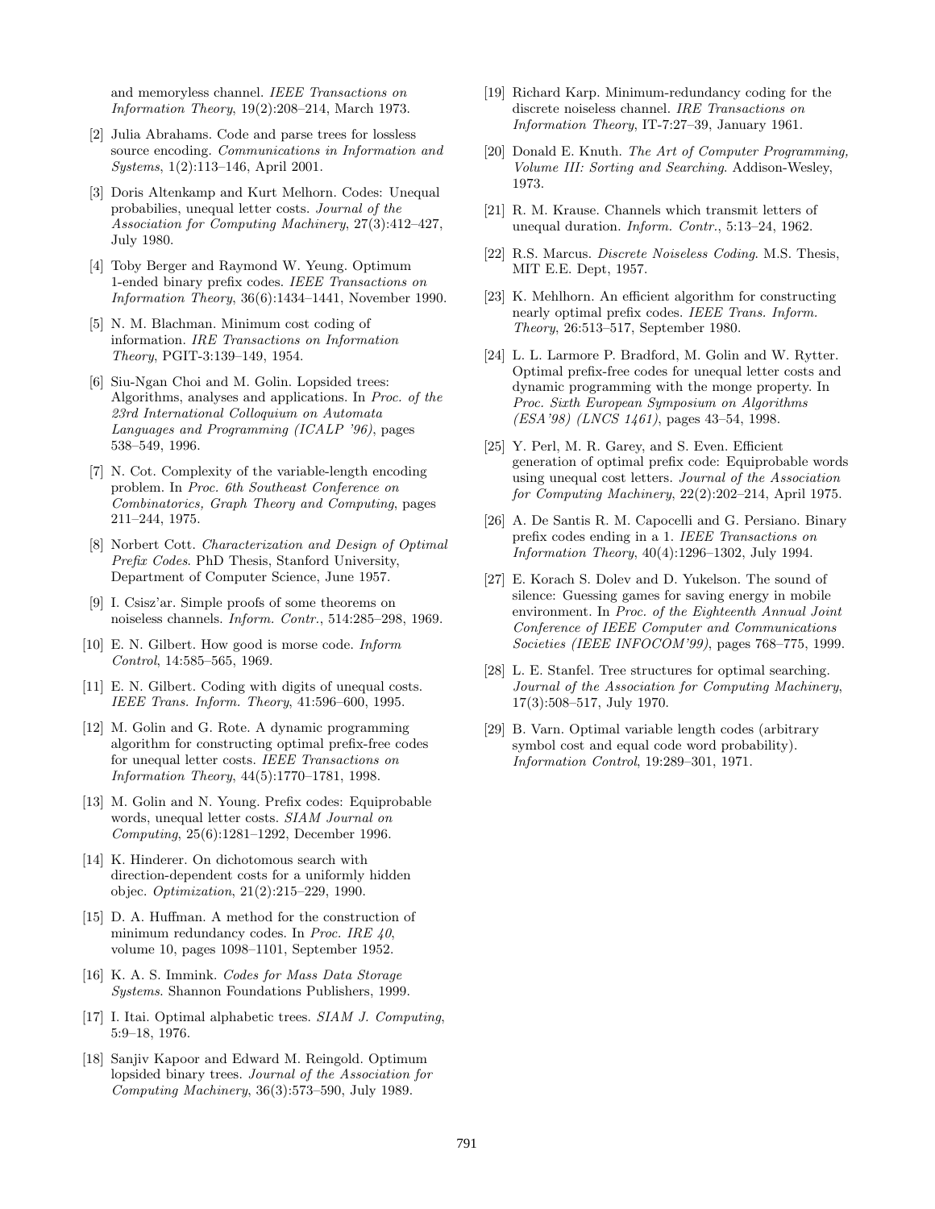and memoryless channel. *IEEE Transactions on Information Theory*, 19(2):208–214, March 1973.

[2] Julia Abrahams. Code and parse trees for lossless source encoding. *Communications in Information and Systems*, 1(2):113–146, April 2001.

[3] Doris Altenkamp and Kurt Melhorn. Codes: Unequal probabilies, unequal letter costs. *Journal of the Association for Computing Machinery*, 27(3):412–427, July 1980.

[4] Toby Berger and Raymond W. Yeung. Optimum 1-ended binary prefix codes. *IEEE Transactions on Information Theory*, 36(6):1434–1441, November 1990.

[5] N. M. Blachman. Minimum cost coding of information. *IRE Transactions on Information Theory*, PGIT-3:139–149, 1954.

[6] Siu-Ngan Choi and M. Golin. Lopsided trees: Algorithms, analyses and applications. In *Proc. of the 23rd International Colloquium on Automata Languages and Programming (ICALP '96)*, pages 538–549, 1996.

[7] N. Cot. Complexity of the variable-length encoding problem. In *Proc. 6th Southeast Conference on Combinatorics, Graph Theory and Computing*, pages 211–244, 1975.

[8] Norbert Cott. *Characterization and Design of Optimal Prefix Codes*. PhD Thesis, Stanford University, Department of Computer Science, June 1957.

[9] I. Csisz'ar. Simple proofs of some theorems on noiseless channels. *Inform. Contr.*, 514:285–298, 1969.

[10] E. N. Gilbert. How good is morse code. *Inform Control*, 14:585–565, 1969.

[11] E. N. Gilbert. Coding with digits of unequal costs. *IEEE Trans. Inform. Theory*, 41:596–600, 1995.

[12] M. Golin and G. Rote. A dynamic programming algorithm for constructing optimal prefix-free codes for unequal letter costs. *IEEE Transactions on Information Theory*, 44(5):1770–1781, 1998.

[13] M. Golin and N. Young. Prefix codes: Equiprobable words, unequal letter costs. *SIAM Journal on Computing*, 25(6):1281–1292, December 1996.

[14] K. Hinderer. On dichotomous search with direction-dependent costs for a uniformly hidden objec. *Optimization*, 21(2):215–229, 1990.

[15] D. A. Huffman. A method for the construction of minimum redundancy codes. In *Proc. IRE 40*, volume 10, pages 1098–1101, September 1952.

[16] K. A. S. Immink. *Codes for Mass Data Storage Systems*. Shannon Foundations Publishers, 1999.

[17] I. Itai. Optimal alphabetic trees. *SIAM J. Computing*, 5:9–18, 1976.

[18] Sanjiv Kapoor and Edward M. Reingold. Optimum lopsided binary trees. *Journal of the Association for Computing Machinery*, 36(3):573–590, July 1989.

[19] Richard Karp. Minimum-redundancy coding for the discrete noiseless channel. *IRE Transactions on Information Theory*, IT-7:27–39, January 1961.

[20] Donald E. Knuth. *The Art of Computer Programming, Volume III: Sorting and Searching*. Addison-Wesley, 1973.

[21] R. M. Krause. Channels which transmit letters of unequal duration. *Inform. Contr.*, 5:13–24, 1962.

[22] R.S. Marcus. *Discrete Noiseless Coding*. M.S. Thesis, MIT E.E. Dept, 1957.

[23] K. Mehlhorn. An efficient algorithm for constructing nearly optimal prefix codes. *IEEE Trans. Inform. Theory*, 26:513–517, September 1980.

[24] L. L. Larmore P. Bradford, M. Golin and W. Rytter. Optimal prefix-free codes for unequal letter costs and dynamic programming with the monge property. In *Proc. Sixth European Symposium on Algorithms (ESA'98) (LNCS 1461)*, pages 43–54, 1998.

[25] Y. Perl, M. R. Garey, and S. Even. Efficient generation of optimal prefix code: Equiprobable words using unequal cost letters. *Journal of the Association for Computing Machinery*, 22(2):202–214, April 1975.

[26] A. De Santis R. M. Capocelli and G. Persiano. Binary prefix codes ending in a 1. *IEEE Transactions on Information Theory*, 40(4):1296–1302, July 1994.

[27] E. Korach S. Dolev and D. Yukelson. The sound of silence: Guessing games for saving energy in mobile environment. In *Proc. of the Eighteenth Annual Joint Conference of IEEE Computer and Communications Societies (IEEE INFOCOM'99)*, pages 768–775, 1999.

[28] L. E. Stanfel. Tree structures for optimal searching. *Journal of the Association for Computing Machinery*, 17(3):508–517, July 1970.

[29] B. Varn. Optimal variable length codes (arbitrary symbol cost and equal code word probability). *Information Control*, 19:289–301, 1971.